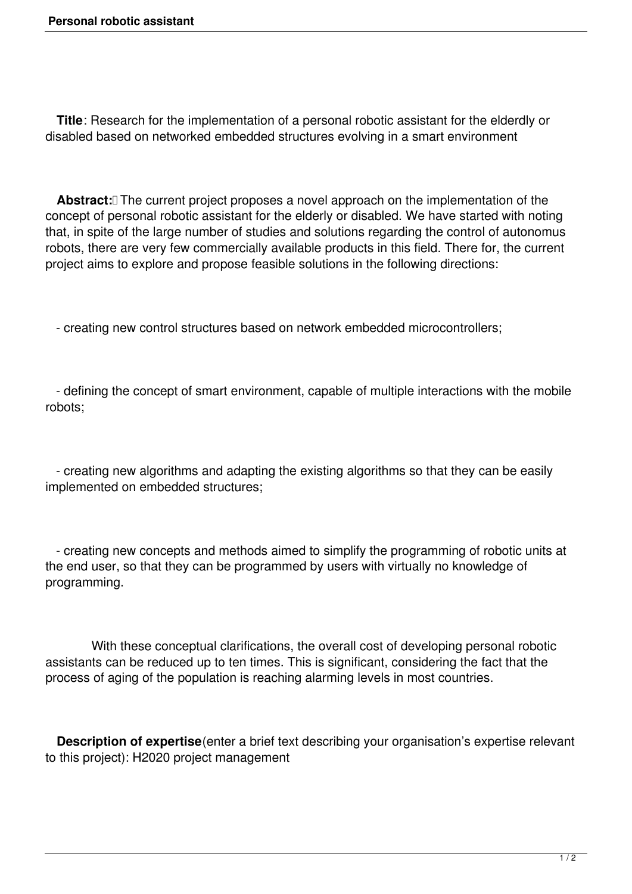**Title**: Research for the implementation of a personal robotic assistant for the elderly or disabled based on networked embedded structures evolving in a smart environment

**Abstract:** The current project proposes a novel approach on the implementation of the concept of personal robotic assistant for the elderly or disabled. We have started with noting that, in spite of the large number of studies and solutions regarding the control of autonomus robots, there are very few commercially available products in this field. There for, the current project aims to explore and propose feasible solutions in the following directions:

- creating new control structures based on network embedded microcontrollers;

- defining the concept of smart environment, capable of multiple interactions with the mobile robots;

- creating new algorithms and adapting the existing algorithms so that they can be easily implemented on embedded structures;

- creating new concepts and methods aimed to simplify the programming of robotic units at the end user, so that they can be programmed by users with virtually no knowledge of programming.

With these conceptual clarifications, the overall cost of developing personal robotic assistants can be reduced up to ten times. This is significant, considering the fact that the process of aging of the population is reaching alarming levels in most countries.

**Description of expertise**(enter a brief text describing your organisation's expertise relevant to this project): H2020 project management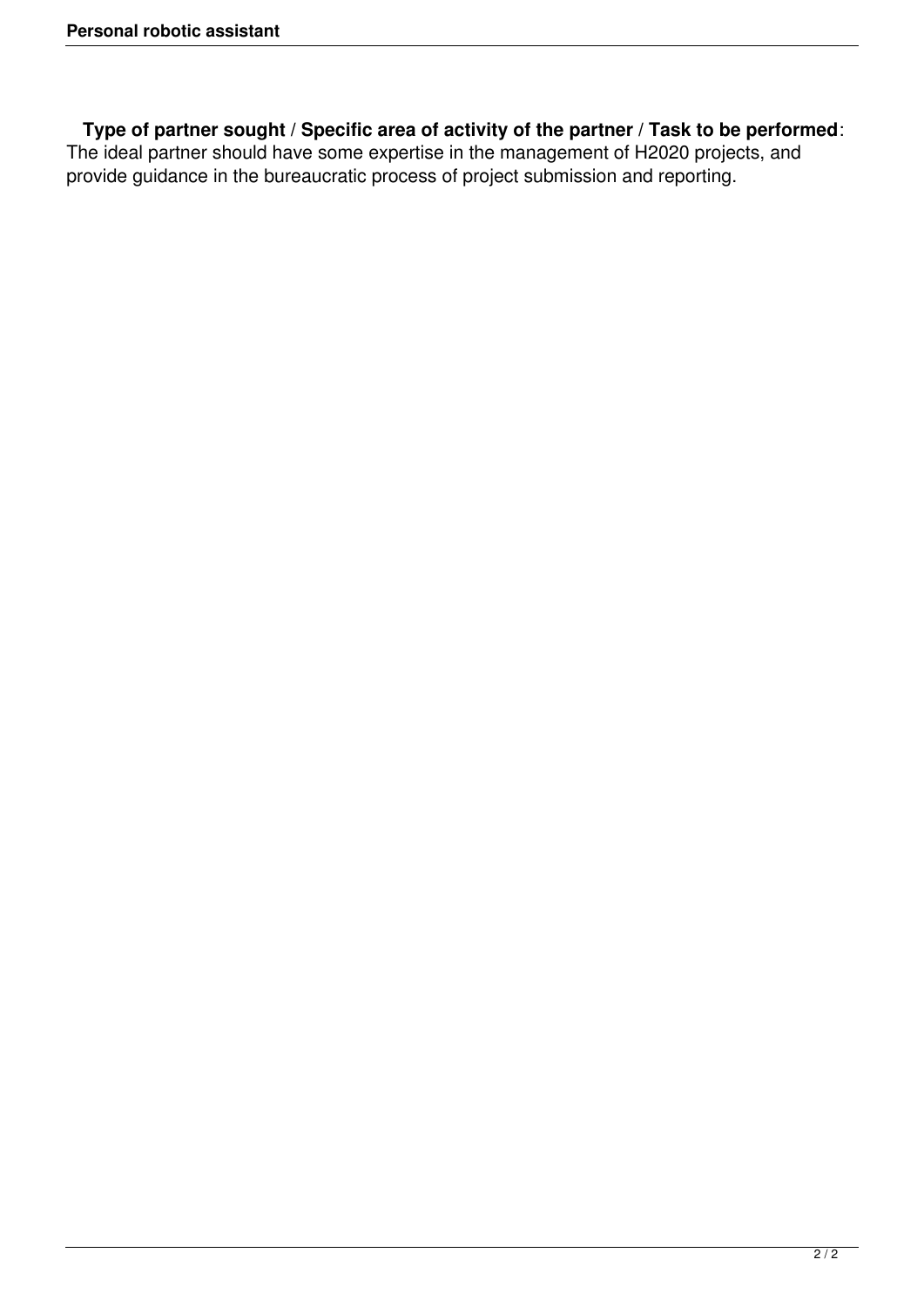**Type of partner sought / Specific area of activity of the partner / Task to be performed**:
The ideal partner should have some expertise in the management of H2020 projects, and provide guidance in the bureaucratic process of project submission and reporting.